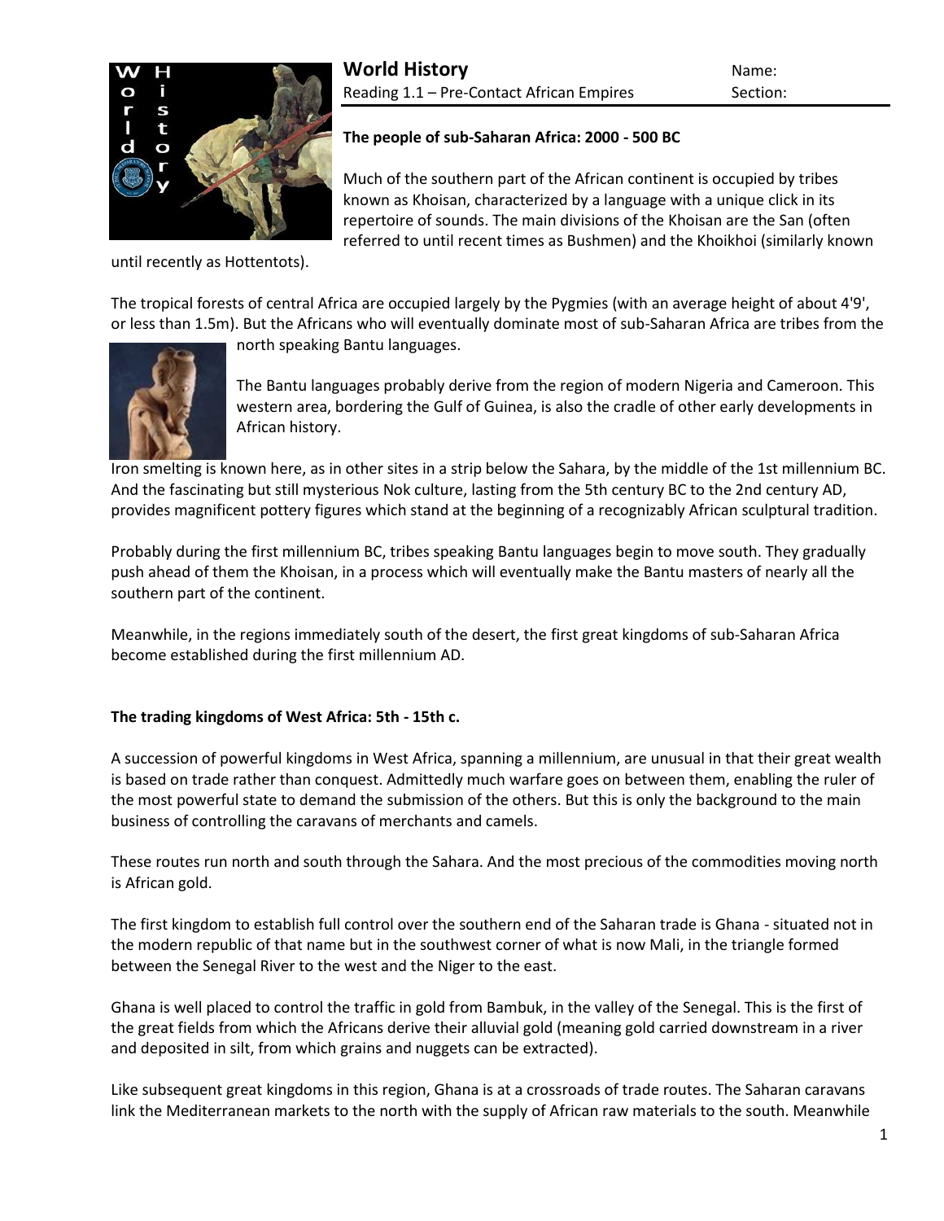# World History

Reading 1.1 – Pre-Contact African Empires

Name:

Section:

### The people of sub-Saharan Africa: 2000 - 500 BC

Much of the southern part of the African continent is occupied by tribes known as Khoisan, characterized by a language with a unique click in its repertoire of sounds. The main divisions of the Khoisan are the San (often referred to until recent times as Bushmen) and the Khoikhoi (similarly known until recently as Hottentots).

The tropical forests of central Africa are occupied largely by the Pygmies (with an average height of about 4'9', or less than 1.5m). But the Africans who will eventually dominate most of sub-Saharan Africa are tribes from the north speaking Bantu languages.

The Bantu languages probably derive from the region of modern Nigeria and Cameroon. This western area, bordering the Gulf of Guinea, is also the cradle of other early developments in African history.

Iron smelting is known here, as in other sites in a strip below the Sahara, by the middle of the 1st millennium BC. And the fascinating but still mysterious Nok culture, lasting from the 5th century BC to the 2nd century AD, provides magnificent pottery figures which stand at the beginning of a recognizably African sculptural tradition.

Probably during the first millennium BC, tribes speaking Bantu languages begin to move south. They gradually push ahead of them the Khoisan, in a process which will eventually make the Bantu masters of nearly all the southern part of the continent.

Meanwhile, in the regions immediately south of the desert, the first great kingdoms of sub-Saharan Africa become established during the first millennium AD.

### The trading kingdoms of West Africa: 5th - 15th c.

A succession of powerful kingdoms in West Africa, spanning a millennium, are unusual in that their great wealth is based on trade rather than conquest. Admittedly much warfare goes on between them, enabling the ruler of the most powerful state to demand the submission of the others. But this is only the background to the main business of controlling the caravans of merchants and camels.

These routes run north and south through the Sahara. And the most precious of the commodities moving north is African gold.

The first kingdom to establish full control over the southern end of the Saharan trade is Ghana - situated not in the modern republic of that name but in the southwest corner of what is now Mali, in the triangle formed between the Senegal River to the west and the Niger to the east.

Ghana is well placed to control the traffic in gold from Bambuk, in the valley of the Senegal. This is the first of the great fields from which the Africans derive their alluvial gold (meaning gold carried downstream in a river and deposited in silt, from which grains and nuggets can be extracted).

Like subsequent great kingdoms in this region, Ghana is at a crossroads of trade routes. The Saharan caravans link the Mediterranean markets to the north with the supply of African raw materials to the south. Meanwhile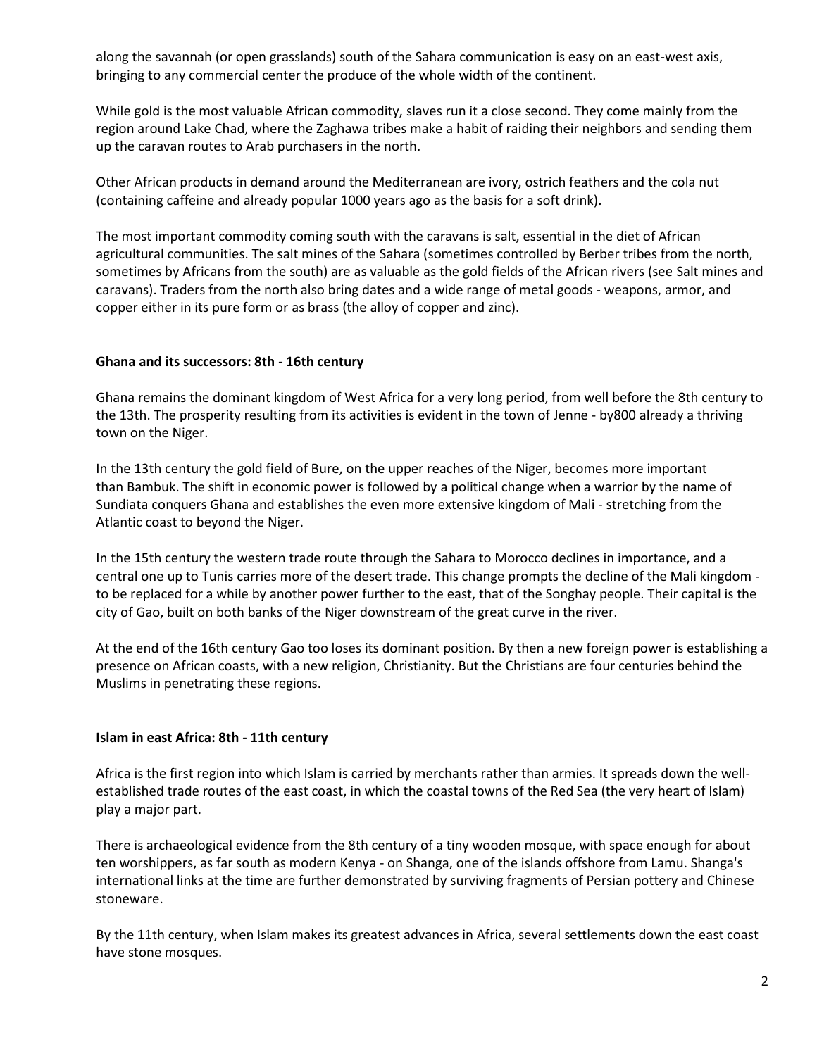along the savannah (or open grasslands) south of the Sahara communication is easy on an east-west axis, bringing to any commercial center the produce of the whole width of the continent.

While gold is the most valuable African commodity, slaves run it a close second. They come mainly from the region around Lake Chad, where the Zaghawa tribes make a habit of raiding their neighbors and sending them up the caravan routes to Arab purchasers in the north.

Other African products in demand around the Mediterranean are ivory, ostrich feathers and the cola nut (containing caffeine and already popular 1000 years ago as the basis for a soft drink).

The most important commodity coming south with the caravans is salt, essential in the diet of African agricultural communities. The salt mines of the Sahara (sometimes controlled by Berber tribes from the north, sometimes by Africans from the south) are as valuable as the gold fields of the African rivers (see Salt mines and caravans). Traders from the north also bring dates and a wide range of metal goods - weapons, armor, and copper either in its pure form or as brass (the alloy of copper and zinc).

**Ghana and its successors: 8th - 16th century**

Ghana remains the dominant kingdom of West Africa for a very long period, from well before the 8th century to the 13th. The prosperity resulting from its activities is evident in the town of Jenne - by800 already a thriving town on the Niger.

In the 13th century the gold field of Bure, on the upper reaches of the Niger, becomes more important than Bambuk. The shift in economic power is followed by a political change when a warrior by the name of Sundiata conquers Ghana and establishes the even more extensive kingdom of Mali - stretching from the Atlantic coast to beyond the Niger.

In the 15th century the western trade route through the Sahara to Morocco declines in importance, and a central one up to Tunis carries more of the desert trade. This change prompts the decline of the Mali kingdom - to be replaced for a while by another power further to the east, that of the Songhay people. Their capital is the city of Gao, built on both banks of the Niger downstream of the great curve in the river.

At the end of the 16th century Gao too loses its dominant position. By then a new foreign power is establishing a presence on African coasts, with a new religion, Christianity. But the Christians are four centuries behind the Muslims in penetrating these regions.

**Islam in east Africa: 8th - 11th century**

Africa is the first region into which Islam is carried by merchants rather than armies. It spreads down the well-established trade routes of the east coast, in which the coastal towns of the Red Sea (the very heart of Islam) play a major part.

There is archaeological evidence from the 8th century of a tiny wooden mosque, with space enough for about ten worshippers, as far south as modern Kenya - on Shanga, one of the islands offshore from Lamu. Shanga's international links at the time are further demonstrated by surviving fragments of Persian pottery and Chinese stoneware.

By the 11th century, when Islam makes its greatest advances in Africa, several settlements down the east coast have stone mosques.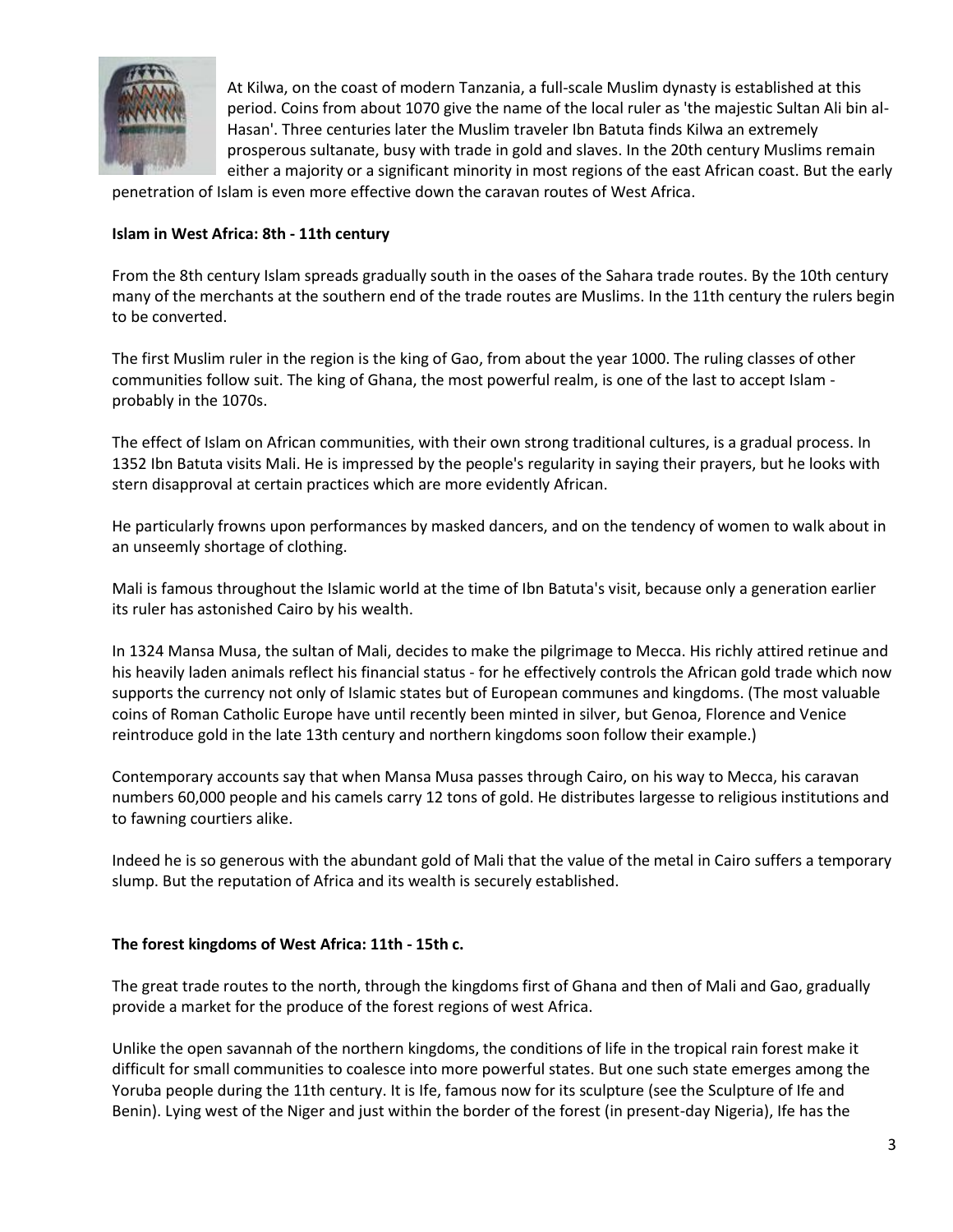At Kilwa, on the coast of modern Tanzania, a full-scale Muslim dynasty is established at this period. Coins from about 1070 give the name of the local ruler as 'the majestic Sultan Ali bin al-Hasan'. Three centuries later the Muslim traveler Ibn Batuta finds Kilwa an extremely prosperous sultanate, busy with trade in gold and slaves. In the 20th century Muslims remain either a majority or a significant minority in most regions of the east African coast. But the early penetration of Islam is even more effective down the caravan routes of West Africa.

**Islam in West Africa: 8th - 11th century**

From the 8th century Islam spreads gradually south in the oases of the Sahara trade routes. By the 10th century many of the merchants at the southern end of the trade routes are Muslims. In the 11th century the rulers begin to be converted.

The first Muslim ruler in the region is the king of Gao, from about the year 1000. The ruling classes of other communities follow suit. The king of Ghana, the most powerful realm, is one of the last to accept Islam - probably in the 1070s.

The effect of Islam on African communities, with their own strong traditional cultures, is a gradual process. In 1352 Ibn Batuta visits Mali. He is impressed by the people's regularity in saying their prayers, but he looks with stern disapproval at certain practices which are more evidently African.

He particularly frowns upon performances by masked dancers, and on the tendency of women to walk about in an unseemly shortage of clothing.

Mali is famous throughout the Islamic world at the time of Ibn Batuta's visit, because only a generation earlier its ruler has astonished Cairo by his wealth.

In 1324 Mansa Musa, the sultan of Mali, decides to make the pilgrimage to Mecca. His richly attired retinue and his heavily laden animals reflect his financial status - for he effectively controls the African gold trade which now supports the currency not only of Islamic states but of European communes and kingdoms. (The most valuable coins of Roman Catholic Europe have until recently been minted in silver, but Genoa, Florence and Venice reintroduce gold in the late 13th century and northern kingdoms soon follow their example.)

Contemporary accounts say that when Mansa Musa passes through Cairo, on his way to Mecca, his caravan numbers 60,000 people and his camels carry 12 tons of gold. He distributes largesse to religious institutions and to fawning courtiers alike.

Indeed he is so generous with the abundant gold of Mali that the value of the metal in Cairo suffers a temporary slump. But the reputation of Africa and its wealth is securely established.

**The forest kingdoms of West Africa: 11th - 15th c.**

The great trade routes to the north, through the kingdoms first of Ghana and then of Mali and Gao, gradually provide a market for the produce of the forest regions of west Africa.

Unlike the open savannah of the northern kingdoms, the conditions of life in the tropical rain forest make it difficult for small communities to coalesce into more powerful states. But one such state emerges among the Yoruba people during the 11th century. It is Ife, famous now for its sculpture (see the Sculpture of Ife and Benin). Lying west of the Niger and just within the border of the forest (in present-day Nigeria), Ife has the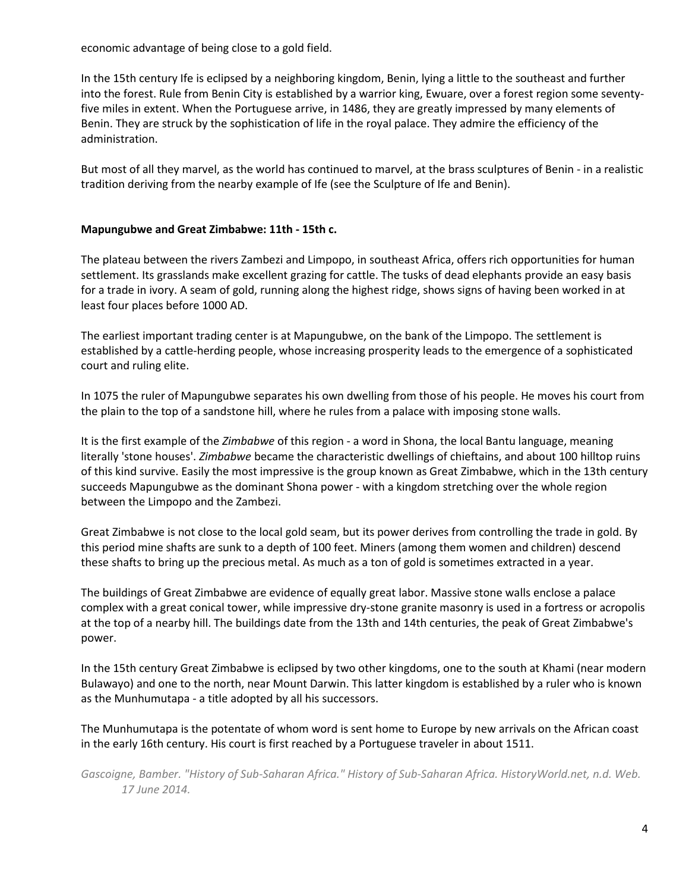economic advantage of being close to a gold field.

In the 15th century Ife is eclipsed by a neighboring kingdom, Benin, lying a little to the southeast and further into the forest. Rule from Benin City is established by a warrior king, Ewuare, over a forest region some seventy-five miles in extent. When the Portuguese arrive, in 1486, they are greatly impressed by many elements of Benin. They are struck by the sophistication of life in the royal palace. They admire the efficiency of the administration.

But most of all they marvel, as the world has continued to marvel, at the brass sculptures of Benin - in a realistic tradition deriving from the nearby example of Ife (see the Sculpture of Ife and Benin).

**Mapungubwe and Great Zimbabwe: 11th - 15th c.**

The plateau between the rivers Zambezi and Limpopo, in southeast Africa, offers rich opportunities for human settlement. Its grasslands make excellent grazing for cattle. The tusks of dead elephants provide an easy basis for a trade in ivory. A seam of gold, running along the highest ridge, shows signs of having been worked in at least four places before 1000 AD.

The earliest important trading center is at Mapungubwe, on the bank of the Limpopo. The settlement is established by a cattle-herding people, whose increasing prosperity leads to the emergence of a sophisticated court and ruling elite.

In 1075 the ruler of Mapungubwe separates his own dwelling from those of his people. He moves his court from the plain to the top of a sandstone hill, where he rules from a palace with imposing stone walls.

It is the first example of the *Zimbabwe* of this region - a word in Shona, the local Bantu language, meaning literally 'stone houses'. *Zimbabwe* became the characteristic dwellings of chieftains, and about 100 hilltop ruins of this kind survive. Easily the most impressive is the group known as Great Zimbabwe, which in the 13th century succeeds Mapungubwe as the dominant Shona power - with a kingdom stretching over the whole region between the Limpopo and the Zambezi.

Great Zimbabwe is not close to the local gold seam, but its power derives from controlling the trade in gold. By this period mine shafts are sunk to a depth of 100 feet. Miners (among them women and children) descend these shafts to bring up the precious metal. As much as a ton of gold is sometimes extracted in a year.

The buildings of Great Zimbabwe are evidence of equally great labor. Massive stone walls enclose a palace complex with a great conical tower, while impressive dry-stone granite masonry is used in a fortress or acropolis at the top of a nearby hill. The buildings date from the 13th and 14th centuries, the peak of Great Zimbabwe's power.

In the 15th century Great Zimbabwe is eclipsed by two other kingdoms, one to the south at Khami (near modern Bulawayo) and one to the north, near Mount Darwin. This latter kingdom is established by a ruler who is known as the Munhumutapa - a title adopted by all his successors.

The Munhumutapa is the potentate of whom word is sent home to Europe by new arrivals on the African coast in the early 16th century. His court is first reached by a Portuguese traveler in about 1511.

*Gascoigne, Bamber. "History of Sub-Saharan Africa." History of Sub-Saharan Africa. HistoryWorld.net, n.d. Web. 17 June 2014.*